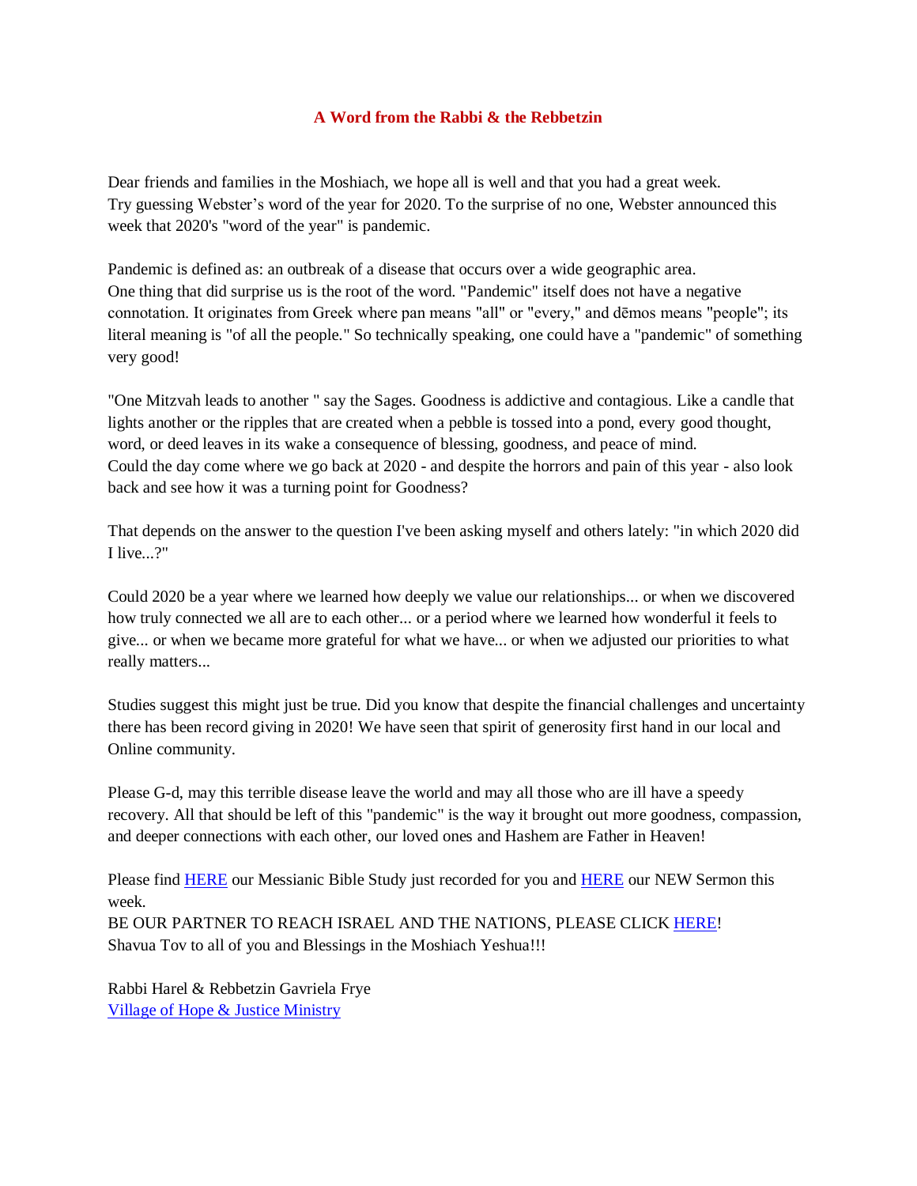## A Word from the Rabbi & the Rebbetzin

Dear friends and families in the Moshiach, we hope all is well and that you had a great week.
Try guessing Webster's word of the year for 2020. To the surprise of no one, Webster announced this week that 2020's "word of the year" is pandemic.

Pandemic is defined as: an outbreak of a disease that occurs over a wide geographic area.
One thing that did surprise us is the root of the word. "Pandemic" itself does not have a negative connotation. It originates from Greek where pan means "all" or "every," and dēmos means "people"; its literal meaning is "of all the people." So technically speaking, one could have a "pandemic" of something very good!

"One Mitzvah leads to another " say the Sages. Goodness is addictive and contagious. Like a candle that lights another or the ripples that are created when a pebble is tossed into a pond, every good thought, word, or deed leaves in its wake a consequence of blessing, goodness, and peace of mind.
Could the day come where we go back at 2020 - and despite the horrors and pain of this year - also look back and see how it was a turning point for Goodness?

That depends on the answer to the question I've been asking myself and others lately: "in which 2020 did I live...?"

Could 2020 be a year where we learned how deeply we value our relationships... or when we discovered how truly connected we all are to each other... or a period where we learned how wonderful it feels to give... or when we became more grateful for what we have... or when we adjusted our priorities to what really matters...

Studies suggest this might just be true. Did you know that despite the financial challenges and uncertainty there has been record giving in 2020! We have seen that spirit of generosity first hand in our local and Online community.

Please G-d, may this terrible disease leave the world and may all those who are ill have a speedy recovery. All that should be left of this "pandemic" is the way it brought out more goodness, compassion, and deeper connections with each other, our loved ones and Hashem are Father in Heaven!

Please find HERE our Messianic Bible Study just recorded for you and HERE our NEW Sermon this week.
BE OUR PARTNER TO REACH ISRAEL AND THE NATIONS, PLEASE CLICK HERE!
Shavua Tov to all of you and Blessings in the Moshiach Yeshua!!!

Rabbi Harel & Rebbetzin Gavriela Frye
Village of Hope & Justice Ministry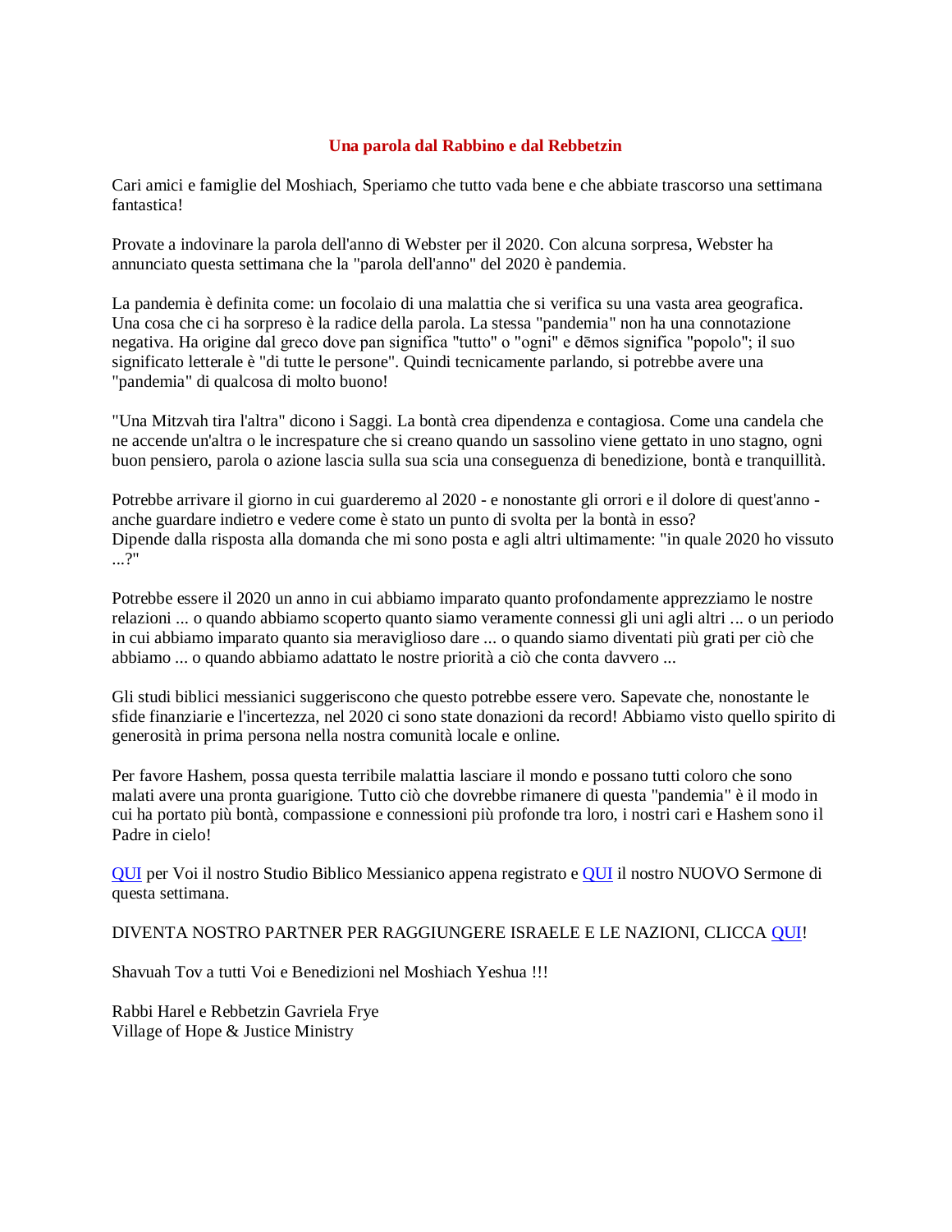## Una parola dal Rabbino e dal Rebbetzin

Cari amici e famiglie del Moshiach, Speriamo che tutto vada bene e che abbiate trascorso una settimana fantastica!

Provate a indovinare la parola dell'anno di Webster per il 2020. Con alcuna sorpresa, Webster ha annunciato questa settimana che la "parola dell'anno" del 2020 è pandemia.

La pandemia è definita come: un focolaio di una malattia che si verifica su una vasta area geografica. Una cosa che ci ha sorpreso è la radice della parola. La stessa "pandemia" non ha una connotazione negativa. Ha origine dal greco dove pan significa "tutto" o "ogni" e dēmos significa "popolo"; il suo significato letterale è "di tutte le persone". Quindi tecnicamente parlando, si potrebbe avere una "pandemia" di qualcosa di molto buono!

"Una Mitzvah tira l'altra" dicono i Saggi. La bontà crea dipendenza e contagiosa. Come una candela che ne accende un'altra o le increspature che si creano quando un sassolino viene gettato in uno stagno, ogni buon pensiero, parola o azione lascia sulla sua scia una conseguenza di benedizione, bontà e tranquillità.

Potrebbe arrivare il giorno in cui guarderemo al 2020 - e nonostante gli orrori e il dolore di quest'anno - anche guardare indietro e vedere come è stato un punto di svolta per la bontà in esso?
Dipende dalla risposta alla domanda che mi sono posta e agli altri ultimamente: "in quale 2020 ho vissuto ...?"

Potrebbe essere il 2020 un anno in cui abbiamo imparato quanto profondamente apprezziamo le nostre relazioni ... o quando abbiamo scoperto quanto siamo veramente connessi gli uni agli altri ... o un periodo in cui abbiamo imparato quanto sia meraviglioso dare ... o quando siamo diventati più grati per ciò che abbiamo ... o quando abbiamo adattato le nostre priorità a ciò che conta davvero ...

Gli studi biblici messianici suggeriscono che questo potrebbe essere vero. Sapevate che, nonostante le sfide finanziarie e l'incertezza, nel 2020 ci sono state donazioni da record! Abbiamo visto quello spirito di generosità in prima persona nella nostra comunità locale e online.

Per favore Hashem, possa questa terribile malattia lasciare il mondo e possano tutti coloro che sono malati avere una pronta guarigione. Tutto ciò che dovrebbe rimanere di questa "pandemia" è il modo in cui ha portato più bontà, compassione e connessioni più profonde tra loro, i nostri cari e Hashem sono il Padre in cielo!

QUI per Voi il nostro Studio Biblico Messianico appena registrato e QUI il nostro NUOVO Sermone di questa settimana.

DIVENTA NOSTRO PARTNER PER RAGGIUNGERE ISRAELE E LE NAZIONI, CLICCA QUI!

Shavuah Tov a tutti Voi e Benedizioni nel Moshiach Yeshua !!!

Rabbi Harel e Rebbetzin Gavriela Frye
Village of Hope & Justice Ministry